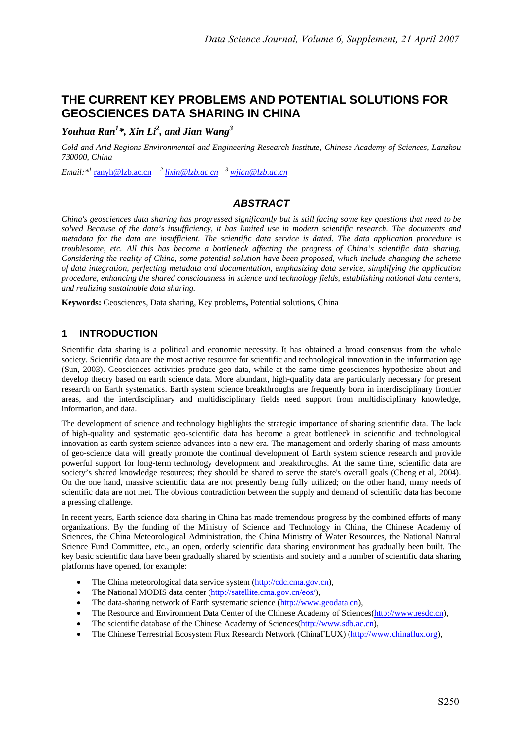# THE CURRENT KEY PROBLEMS AND POTENTIAL SOLUTIONS FOR GEOSCIENCES DATA SHARING IN CHINA

***Youhua Ran[1]\*, Xin Li[2], and Jian Wang[3]***

*Cold and Arid Regions Environmental and Engineering Research Institute, Chinese Academy of Sciences, Lanzhou 730000, China*

*Email:\*[1]* ranyh@lzb.ac.cn [2] *lixin@lzb.ac.cn* [3] *wjian@lzb.ac.cn*

## *ABSTRACT*

*China's geosciences data sharing has progressed significantly but is still facing some key questions that need to be solved Because of the data's insufficiency, it has limited use in modern scientific research. The documents and metadata for the data are insufficient. The scientific data service is dated. The data application procedure is troublesome, etc. All this has become a bottleneck affecting the progress of China's scientific data sharing. Considering the reality of China, some potential solution have been proposed, which include changing the scheme of data integration, perfecting metadata and documentation, emphasizing data service, simplifying the application procedure, enhancing the shared consciousness in science and technology fields, establishing national data centers, and realizing sustainable data sharing.*

**Keywords:** Geosciences, Data sharing, Key problems**,** Potential solutions**,** China

## 1 INTRODUCTION

Scientific data sharing is a political and economic necessity. It has obtained a broad consensus from the whole society. Scientific data are the most active resource for scientific and technological innovation in the information age (Sun, 2003). Geosciences activities produce geo-data, while at the same time geosciences hypothesize about and develop theory based on earth science data. More abundant, high-quality data are particularly necessary for present research on Earth systematics. Earth system science breakthroughs are frequently born in interdisciplinary frontier areas, and the interdisciplinary and multidisciplinary fields need support from multidisciplinary knowledge, information, and data.

The development of science and technology highlights the strategic importance of sharing scientific data. The lack of high-quality and systematic geo-scientific data has become a great bottleneck in scientific and technological innovation as earth system science advances into a new era. The management and orderly sharing of mass amounts of geo-science data will greatly promote the continual development of Earth system science research and provide powerful support for long-term technology development and breakthroughs. At the same time, scientific data are society's shared knowledge resources; they should be shared to serve the state's overall goals (Cheng et al, 2004). On the one hand, massive scientific data are not presently being fully utilized; on the other hand, many needs of scientific data are not met. The obvious contradiction between the supply and demand of scientific data has become a pressing challenge.

In recent years, Earth science data sharing in China has made tremendous progress by the combined efforts of many organizations. By the funding of the Ministry of Science and Technology in China, the Chinese Academy of Sciences, the China Meteorological Administration, the China Ministry of Water Resources, the National Natural Science Fund Committee, etc., an open, orderly scientific data sharing environment has gradually been built. The key basic scientific data have been gradually shared by scientists and society and a number of scientific data sharing platforms have opened, for example:

- The China meteorological data service system (http://cdc.cma.gov.cn),
- The National MODIS data center (http://satellite.cma.gov.cn/eos/),
- The data-sharing network of Earth systematic science (http://www.geodata.cn),
- The Resource and Environment Data Center of the Chinese Academy of Sciences(http://www.resdc.cn),
- The scientific database of the Chinese Academy of Sciences(http://www.sdb.ac.cn),
- The Chinese Terrestrial Ecosystem Flux Research Network (ChinaFLUX) (http://www.chinaflux.org),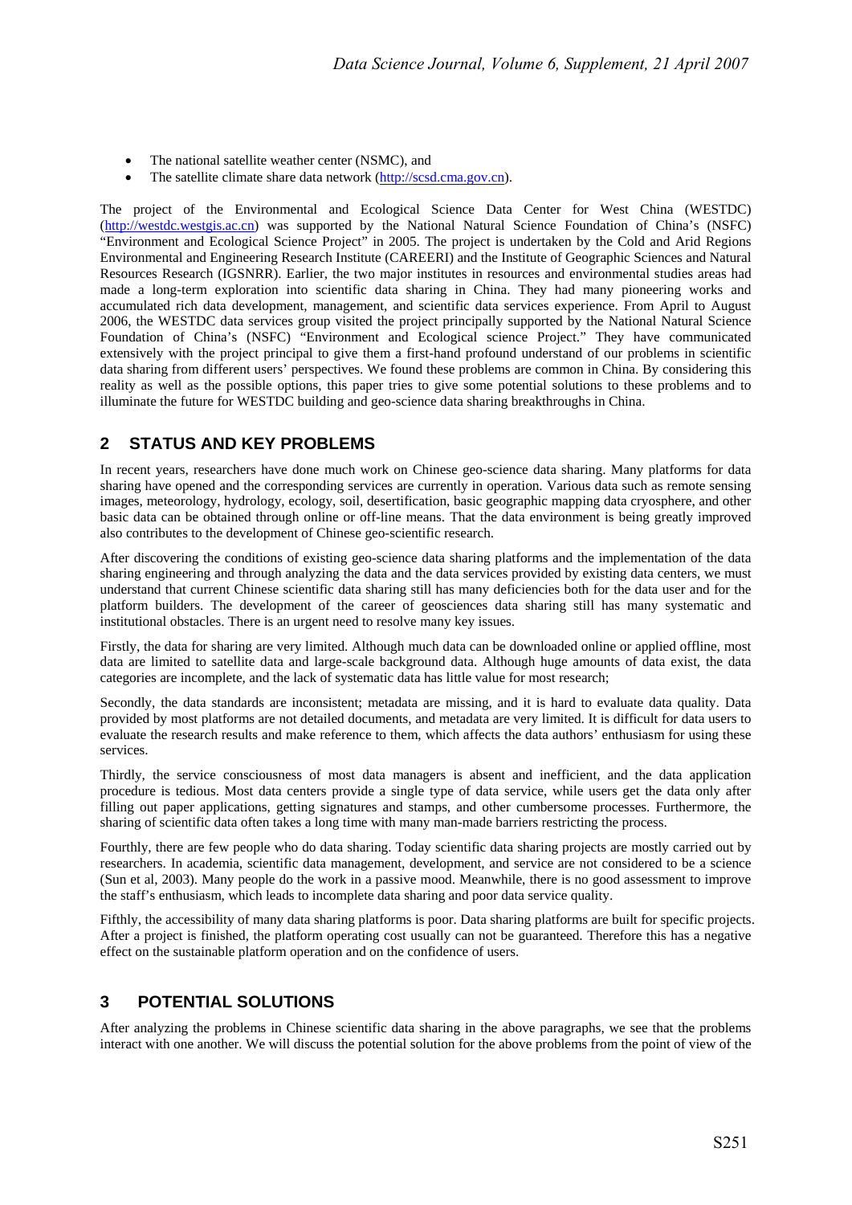- The national satellite weather center (NSMC), and
- The satellite climate share data network (http://scsd.cma.gov.cn).

The project of the Environmental and Ecological Science Data Center for West China (WESTDC) (http://westdc.westgis.ac.cn) was supported by the National Natural Science Foundation of China's (NSFC) "Environment and Ecological Science Project" in 2005. The project is undertaken by the Cold and Arid Regions Environmental and Engineering Research Institute (CAREERI) and the Institute of Geographic Sciences and Natural Resources Research (IGSNRR). Earlier, the two major institutes in resources and environmental studies areas had made a long-term exploration into scientific data sharing in China. They had many pioneering works and accumulated rich data development, management, and scientific data services experience. From April to August 2006, the WESTDC data services group visited the project principally supported by the National Natural Science Foundation of China's (NSFC) "Environment and Ecological science Project." They have communicated extensively with the project principal to give them a first-hand profound understand of our problems in scientific data sharing from different users' perspectives. We found these problems are common in China. By considering this reality as well as the possible options, this paper tries to give some potential solutions to these problems and to illuminate the future for WESTDC building and geo-science data sharing breakthroughs in China.

## 2 STATUS AND KEY PROBLEMS

In recent years, researchers have done much work on Chinese geo-science data sharing. Many platforms for data sharing have opened and the corresponding services are currently in operation. Various data such as remote sensing images, meteorology, hydrology, ecology, soil, desertification, basic geographic mapping data cryosphere, and other basic data can be obtained through online or off-line means. That the data environment is being greatly improved also contributes to the development of Chinese geo-scientific research.

After discovering the conditions of existing geo-science data sharing platforms and the implementation of the data sharing engineering and through analyzing the data and the data services provided by existing data centers, we must understand that current Chinese scientific data sharing still has many deficiencies both for the data user and for the platform builders. The development of the career of geosciences data sharing still has many systematic and institutional obstacles. There is an urgent need to resolve many key issues.

Firstly, the data for sharing are very limited. Although much data can be downloaded online or applied offline, most data are limited to satellite data and large-scale background data. Although huge amounts of data exist, the data categories are incomplete, and the lack of systematic data has little value for most research;

Secondly, the data standards are inconsistent; metadata are missing, and it is hard to evaluate data quality. Data provided by most platforms are not detailed documents, and metadata are very limited. It is difficult for data users to evaluate the research results and make reference to them, which affects the data authors' enthusiasm for using these services.

Thirdly, the service consciousness of most data managers is absent and inefficient, and the data application procedure is tedious. Most data centers provide a single type of data service, while users get the data only after filling out paper applications, getting signatures and stamps, and other cumbersome processes. Furthermore, the sharing of scientific data often takes a long time with many man-made barriers restricting the process.

Fourthly, there are few people who do data sharing. Today scientific data sharing projects are mostly carried out by researchers. In academia, scientific data management, development, and service are not considered to be a science (Sun et al, 2003). Many people do the work in a passive mood. Meanwhile, there is no good assessment to improve the staff's enthusiasm, which leads to incomplete data sharing and poor data service quality.

Fifthly, the accessibility of many data sharing platforms is poor. Data sharing platforms are built for specific projects. After a project is finished, the platform operating cost usually can not be guaranteed. Therefore this has a negative effect on the sustainable platform operation and on the confidence of users.

## 3 POTENTIAL SOLUTIONS

After analyzing the problems in Chinese scientific data sharing in the above paragraphs, we see that the problems interact with one another. We will discuss the potential solution for the above problems from the point of view of the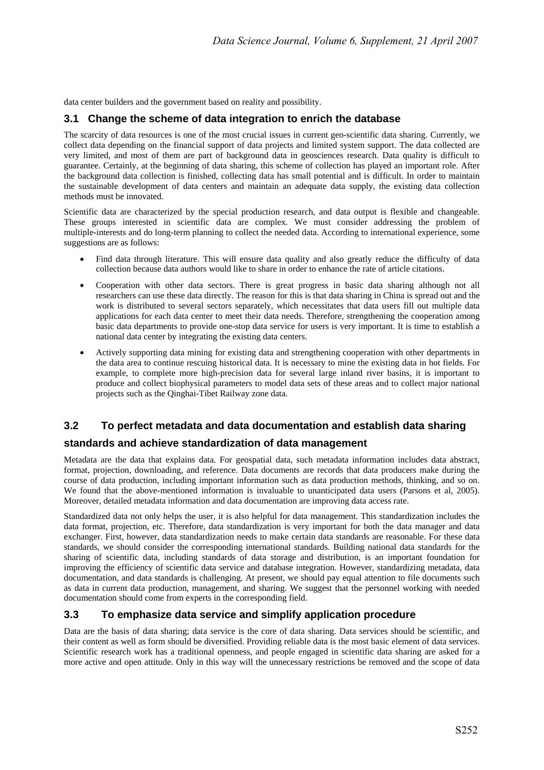data center builders and the government based on reality and possibility.

### 3.1 Change the scheme of data integration to enrich the database

The scarcity of data resources is one of the most crucial issues in current geo-scientific data sharing. Currently, we collect data depending on the financial support of data projects and limited system support. The data collected are very limited, and most of them are part of background data in geosciences research. Data quality is difficult to guarantee. Certainly, at the beginning of data sharing, this scheme of collection has played an important role. After the background data collection is finished, collecting data has small potential and is difficult. In order to maintain the sustainable development of data centers and maintain an adequate data supply, the existing data collection methods must be innovated.

Scientific data are characterized by the special production research, and data output is flexible and changeable. These groups interested in scientific data are complex. We must consider addressing the problem of multiple-interests and do long-term planning to collect the needed data. According to international experience, some suggestions are as follows:

- Find data through literature. This will ensure data quality and also greatly reduce the difficulty of data collection because data authors would like to share in order to enhance the rate of article citations.
- Cooperation with other data sectors. There is great progress in basic data sharing although not all researchers can use these data directly. The reason for this is that data sharing in China is spread out and the work is distributed to several sectors separately, which necessitates that data users fill out multiple data applications for each data center to meet their data needs. Therefore, strengthening the cooperation among basic data departments to provide one-stop data service for users is very important. It is time to establish a national data center by integrating the existing data centers.
- Actively supporting data mining for existing data and strengthening cooperation with other departments in the data area to continue rescuing historical data. It is necessary to mine the existing data in hot fields. For example, to complete more high-precision data for several large inland river basins, it is important to produce and collect biophysical parameters to model data sets of these areas and to collect major national projects such as the Qinghai-Tibet Railway zone data.

### 3.2 To perfect metadata and data documentation and establish data sharing standards and achieve standardization of data management

Metadata are the data that explains data. For geospatial data, such metadata information includes data abstract, format, projection, downloading, and reference. Data documents are records that data producers make during the course of data production, including important information such as data production methods, thinking, and so on. We found that the above-mentioned information is invaluable to unanticipated data users (Parsons et al, 2005). Moreover, detailed metadata information and data documentation are improving data access rate.

Standardized data not only helps the user, it is also helpful for data management. This standardization includes the data format, projection, etc. Therefore, data standardization is very important for both the data manager and data exchanger. First, however, data standardization needs to make certain data standards are reasonable. For these data standards, we should consider the corresponding international standards. Building national data standards for the sharing of scientific data, including standards of data storage and distribution, is an important foundation for improving the efficiency of scientific data service and database integration. However, standardizing metadata, data documentation, and data standards is challenging. At present, we should pay equal attention to file documents such as data in current data production, management, and sharing. We suggest that the personnel working with needed documentation should come from experts in the corresponding field.

### 3.3 To emphasize data service and simplify application procedure

Data are the basis of data sharing; data service is the core of data sharing. Data services should be scientific, and their content as well as form should be diversified. Providing reliable data is the most basic element of data services. Scientific research work has a traditional openness, and people engaged in scientific data sharing are asked for a more active and open attitude. Only in this way will the unnecessary restrictions be removed and the scope of data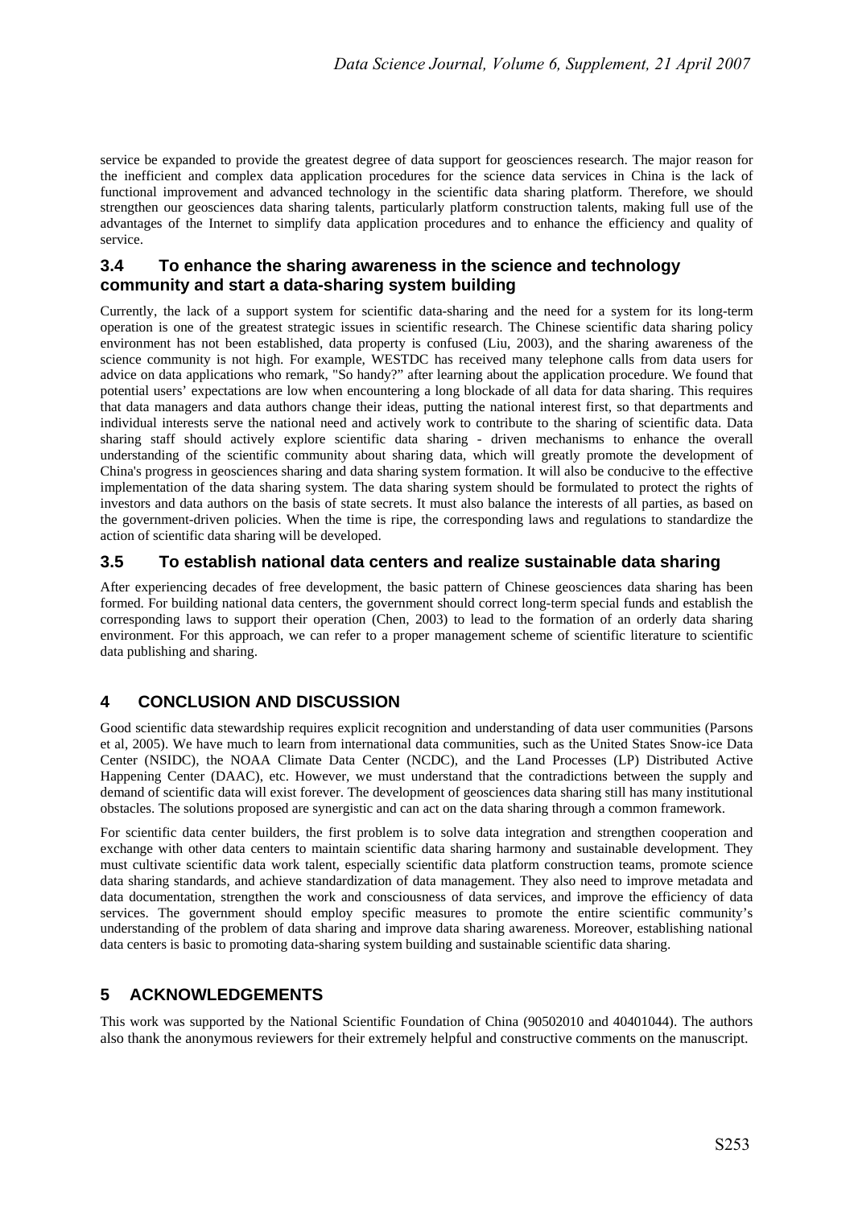service be expanded to provide the greatest degree of data support for geosciences research. The major reason for the inefficient and complex data application procedures for the science data services in China is the lack of functional improvement and advanced technology in the scientific data sharing platform. Therefore, we should strengthen our geosciences data sharing talents, particularly platform construction talents, making full use of the advantages of the Internet to simplify data application procedures and to enhance the efficiency and quality of service.

### 3.4 To enhance the sharing awareness in the science and technology community and start a data-sharing system building

Currently, the lack of a support system for scientific data-sharing and the need for a system for its long-term operation is one of the greatest strategic issues in scientific research. The Chinese scientific data sharing policy environment has not been established, data property is confused (Liu, 2003), and the sharing awareness of the science community is not high. For example, WESTDC has received many telephone calls from data users for advice on data applications who remark, "So handy?" after learning about the application procedure. We found that potential users' expectations are low when encountering a long blockade of all data for data sharing. This requires that data managers and data authors change their ideas, putting the national interest first, so that departments and individual interests serve the national need and actively work to contribute to the sharing of scientific data. Data sharing staff should actively explore scientific data sharing - driven mechanisms to enhance the overall understanding of the scientific community about sharing data, which will greatly promote the development of China's progress in geosciences sharing and data sharing system formation. It will also be conducive to the effective implementation of the data sharing system. The data sharing system should be formulated to protect the rights of investors and data authors on the basis of state secrets. It must also balance the interests of all parties, as based on the government-driven policies. When the time is ripe, the corresponding laws and regulations to standardize the action of scientific data sharing will be developed.

### 3.5 To establish national data centers and realize sustainable data sharing

After experiencing decades of free development, the basic pattern of Chinese geosciences data sharing has been formed. For building national data centers, the government should correct long-term special funds and establish the corresponding laws to support their operation (Chen, 2003) to lead to the formation of an orderly data sharing environment. For this approach, we can refer to a proper management scheme of scientific literature to scientific data publishing and sharing.

## 4 CONCLUSION AND DISCUSSION

Good scientific data stewardship requires explicit recognition and understanding of data user communities (Parsons et al, 2005). We have much to learn from international data communities, such as the United States Snow-ice Data Center (NSIDC), the NOAA Climate Data Center (NCDC), and the Land Processes (LP) Distributed Active Happening Center (DAAC), etc. However, we must understand that the contradictions between the supply and demand of scientific data will exist forever. The development of geosciences data sharing still has many institutional obstacles. The solutions proposed are synergistic and can act on the data sharing through a common framework.

For scientific data center builders, the first problem is to solve data integration and strengthen cooperation and exchange with other data centers to maintain scientific data sharing harmony and sustainable development. They must cultivate scientific data work talent, especially scientific data platform construction teams, promote science data sharing standards, and achieve standardization of data management. They also need to improve metadata and data documentation, strengthen the work and consciousness of data services, and improve the efficiency of data services. The government should employ specific measures to promote the entire scientific community's understanding of the problem of data sharing and improve data sharing awareness. Moreover, establishing national data centers is basic to promoting data-sharing system building and sustainable scientific data sharing.

## 5 ACKNOWLEDGEMENTS

This work was supported by the National Scientific Foundation of China (90502010 and 40401044). The authors also thank the anonymous reviewers for their extremely helpful and constructive comments on the manuscript.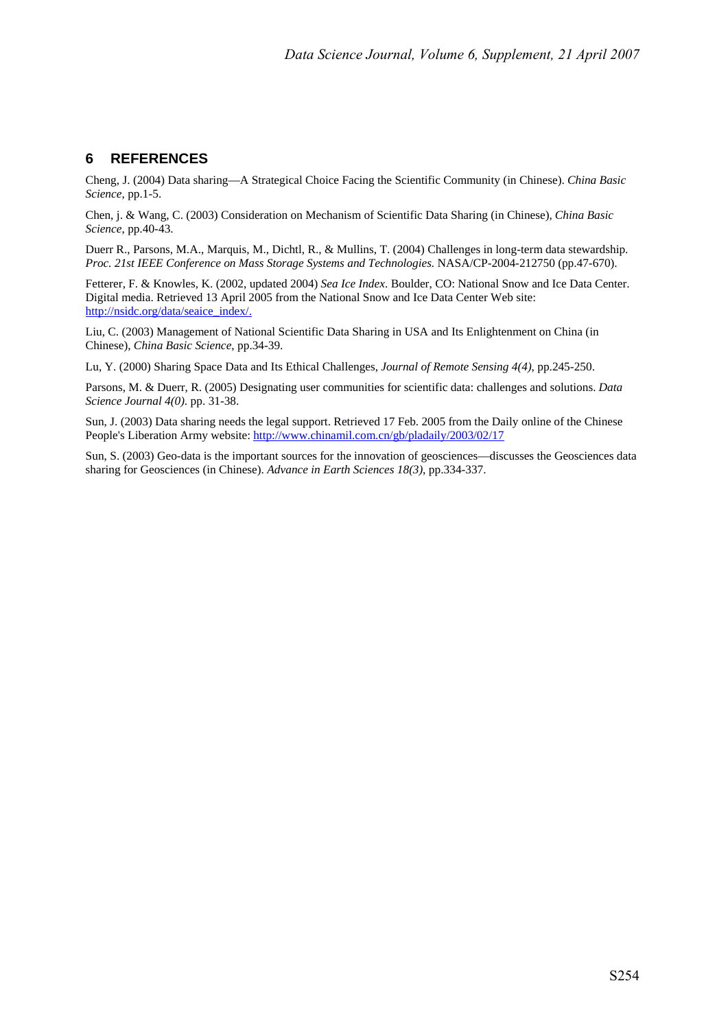## 6 REFERENCES

Cheng, J. (2004) Data sharing—A Strategical Choice Facing the Scientific Community (in Chinese). *China Basic Science*, pp.1-5.

Chen, j. & Wang, C. (2003) Consideration on Mechanism of Scientific Data Sharing (in Chinese), *China Basic Science*, pp.40-43.

Duerr R., Parsons, M.A., Marquis, M., Dichtl, R., & Mullins, T. (2004) Challenges in long-term data stewardship. *Proc. 21st IEEE Conference on Mass Storage Systems and Technologies.* NASA/CP-2004-212750 (pp.47-670).

Fetterer, F. & Knowles, K. (2002, updated 2004) *Sea Ice Index*. Boulder, CO: National Snow and Ice Data Center. Digital media. Retrieved 13 April 2005 from the National Snow and Ice Data Center Web site: http://nsidc.org/data/seaice_index/.

Liu, C. (2003) Management of National Scientific Data Sharing in USA and Its Enlightenment on China (in Chinese), *China Basic Science*, pp.34-39.

Lu, Y. (2000) Sharing Space Data and Its Ethical Challenges, *Journal of Remote Sensing 4(4)*, pp.245-250.

Parsons, M. & Duerr, R. (2005) Designating user communities for scientific data: challenges and solutions. *Data Science Journal 4(0)*. pp. 31-38.

Sun, J. (2003) Data sharing needs the legal support. Retrieved 17 Feb. 2005 from the Daily online of the Chinese People's Liberation Army website: http://www.chinamil.com.cn/gb/pladaily/2003/02/17

Sun, S. (2003) Geo-data is the important sources for the innovation of geosciences—discusses the Geosciences data sharing for Geosciences (in Chinese). *Advance in Earth Sciences 18(3)*, pp.334-337.